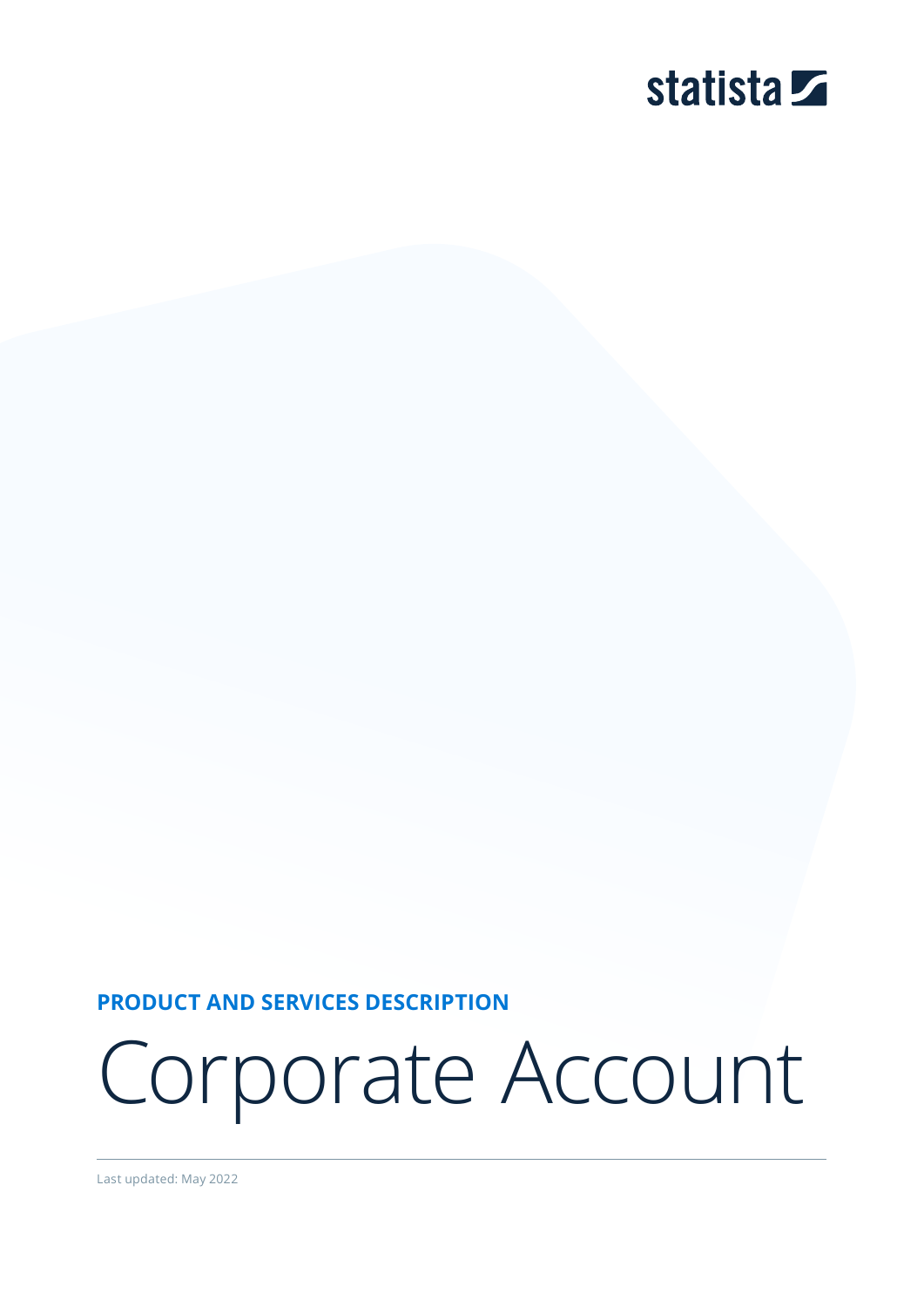statista

**PRODUCT AND SERVICES DESCRIPTION**

# Corporate Account

Last updated: May 2022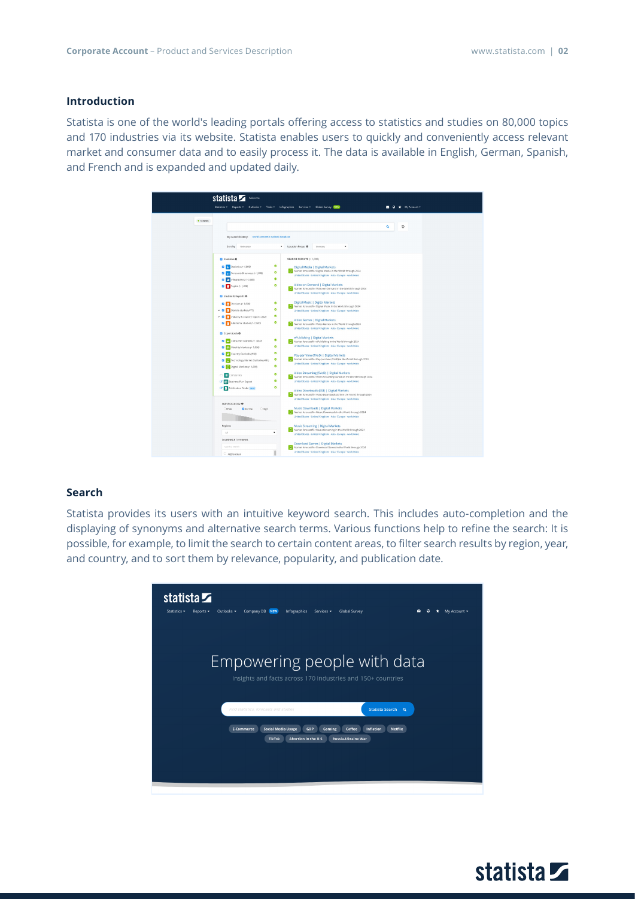## Introduction

Statista is one of the world's leading portals offering access to statistics and studies on 80,000 topics and 170 industries via its website. Statista enables users to quickly and conveniently access relevant market and consumer data and to easily process it. The data is available in English, German, Spanish, and French and is expanded and updated daily.

## Search

Statista provides its users with an intuitive keyword search. This includes auto-completion and the displaying of synonyms and alternative search terms. Various functions help to refine the search: It is possible, for example, to limit the search to certain content areas, to filter search results by region, year, and country, and to sort them by relevance, popularity, and publication date.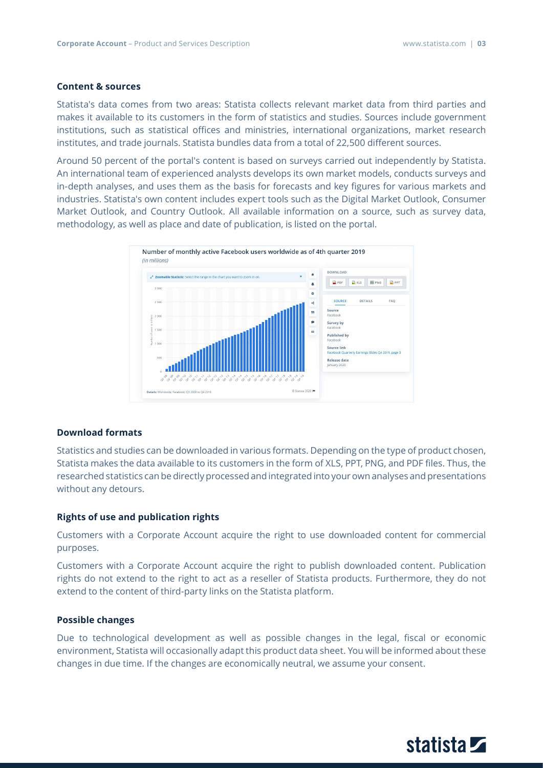## Content & sources

Statista's data comes from two areas: Statista collects relevant market data from third parties and makes it available to its customers in the form of statistics and studies. Sources include government institutions, such as statistical offices and ministries, international organizations, market research institutes, and trade journals. Statista bundles data from a total of 22,500 different sources.

Around 50 percent of the portal's content is based on surveys carried out independently by Statista. An international team of experienced analysts develops its own market models, conducts surveys and in-depth analyses, and uses them as the basis for forecasts and key figures for various markets and industries. Statista's own content includes expert tools such as the Digital Market Outlook, Consumer Market Outlook, and Country Outlook. All available information on a source, such as survey data, methodology, as well as place and date of publication, is listed on the portal.

## Download formats

Statistics and studies can be downloaded in various formats. Depending on the type of product chosen, Statista makes the data available to its customers in the form of XLS, PPT, PNG, and PDF files. Thus, the researched statistics can be directly processed and integrated into your own analyses and presentations without any detours.

## Rights of use and publication rights

Customers with a Corporate Account acquire the right to use downloaded content for commercial purposes.

Customers with a Corporate Account acquire the right to publish downloaded content. Publication rights do not extend to the right to act as a reseller of Statista products. Furthermore, they do not extend to the content of third-party links on the Statista platform.

## Possible changes

Due to technological development as well as possible changes in the legal, fiscal or economic environment, Statista will occasionally adapt this product data sheet. You will be informed about these changes in due time. If the changes are economically neutral, we assume your consent.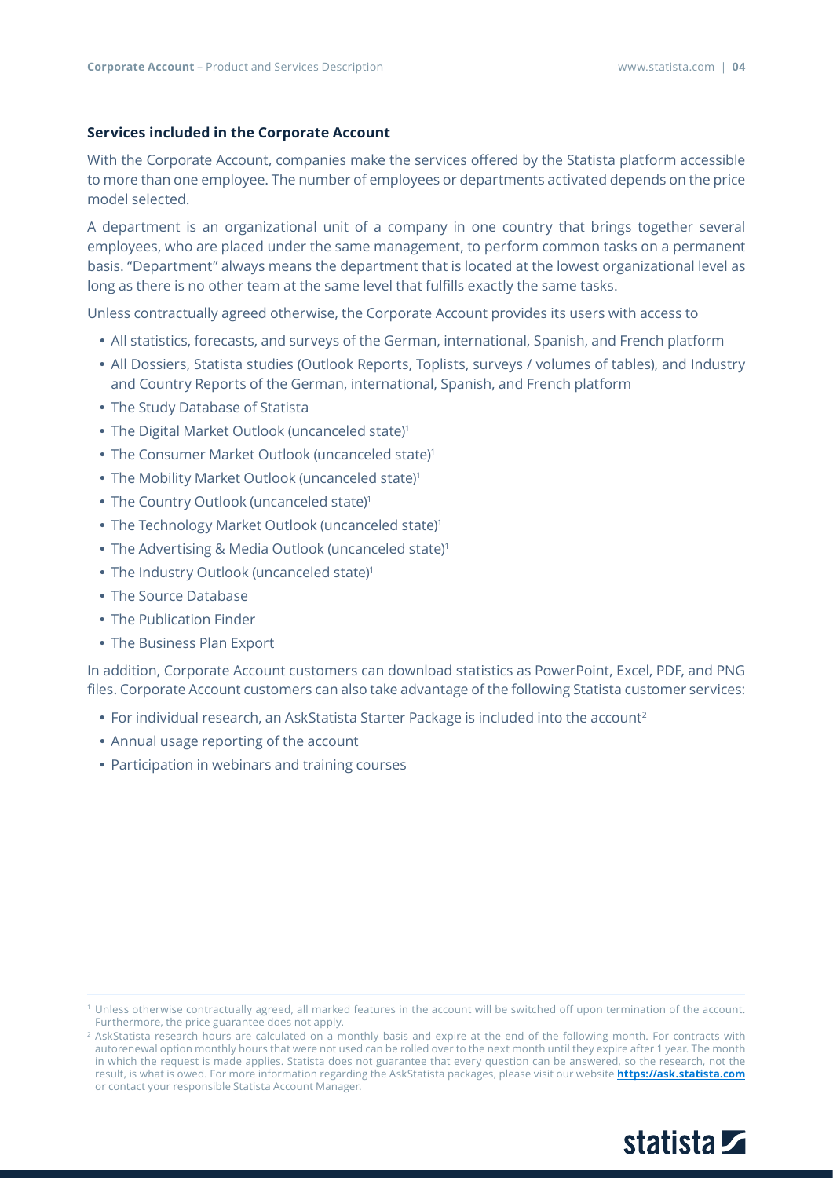## Services included in the Corporate Account

With the Corporate Account, companies make the services offered by the Statista platform accessible to more than one employee. The number of employees or departments activated depends on the price model selected.

A department is an organizational unit of a company in one country that brings together several employees, who are placed under the same management, to perform common tasks on a permanent basis. "Department" always means the department that is located at the lowest organizational level as long as there is no other team at the same level that fulfills exactly the same tasks.

Unless contractually agreed otherwise, the Corporate Account provides its users with access to

- All statistics, forecasts, and surveys of the German, international, Spanish, and French platform
- All Dossiers, Statista studies (Outlook Reports, Toplists, surveys / volumes of tables), and Industry and Country Reports of the German, international, Spanish, and French platform
- The Study Database of Statista
- The Digital Market Outlook (uncanceled state)[1]
- The Consumer Market Outlook (uncanceled state)[1]
- The Mobility Market Outlook (uncanceled state)[1]
- The Country Outlook (uncanceled state)[1]
- The Technology Market Outlook (uncanceled state)[1]
- The Advertising & Media Outlook (uncanceled state)[1]
- The Industry Outlook (uncanceled state)[1]
- The Source Database
- The Publication Finder
- The Business Plan Export

In addition, Corporate Account customers can download statistics as PowerPoint, Excel, PDF, and PNG files. Corporate Account customers can also take advantage of the following Statista customer services:

- For individual research, an AskStatista Starter Package is included into the account[2]
- Annual usage reporting of the account
- Participation in webinars and training courses

[1] Unless otherwise contractually agreed, all marked features in the account will be switched off upon termination of the account. Furthermore, the price guarantee does not apply.

[2] AskStatista research hours are calculated on a monthly basis and expire at the end of the following month. For contracts with autorenewal option monthly hours that were not used can be rolled over to the next month until they expire after 1 year. The month in which the request is made applies. Statista does not guarantee that every question can be answered, so the research, not the result, is what is owed. For more information regarding the AskStatista packages, please visit our website **https://ask.statista.com** or contact your responsible Statista Account Manager.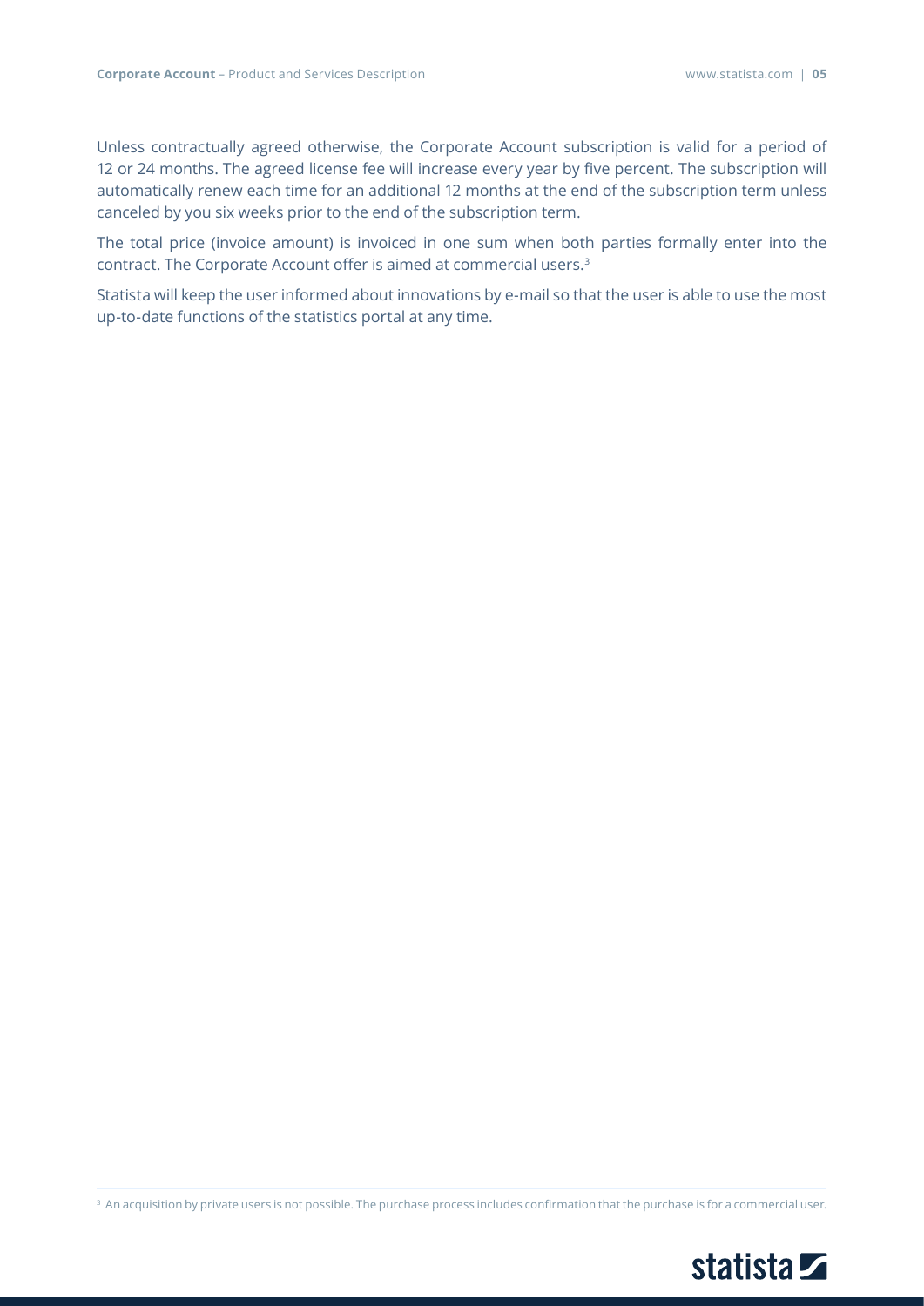Unless contractually agreed otherwise, the Corporate Account subscription is valid for a period of 12 or 24 months. The agreed license fee will increase every year by five percent. The subscription will automatically renew each time for an additional 12 months at the end of the subscription term unless canceled by you six weeks prior to the end of the subscription term.

The total price (invoice amount) is invoiced in one sum when both parties formally enter into the contract. The Corporate Account offer is aimed at commercial users.[3]

Statista will keep the user informed about innovations by e-mail so that the user is able to use the most up-to-date functions of the statistics portal at any time.

[3] An acquisition by private users is not possible. The purchase process includes confirmation that the purchase is for a commercial user.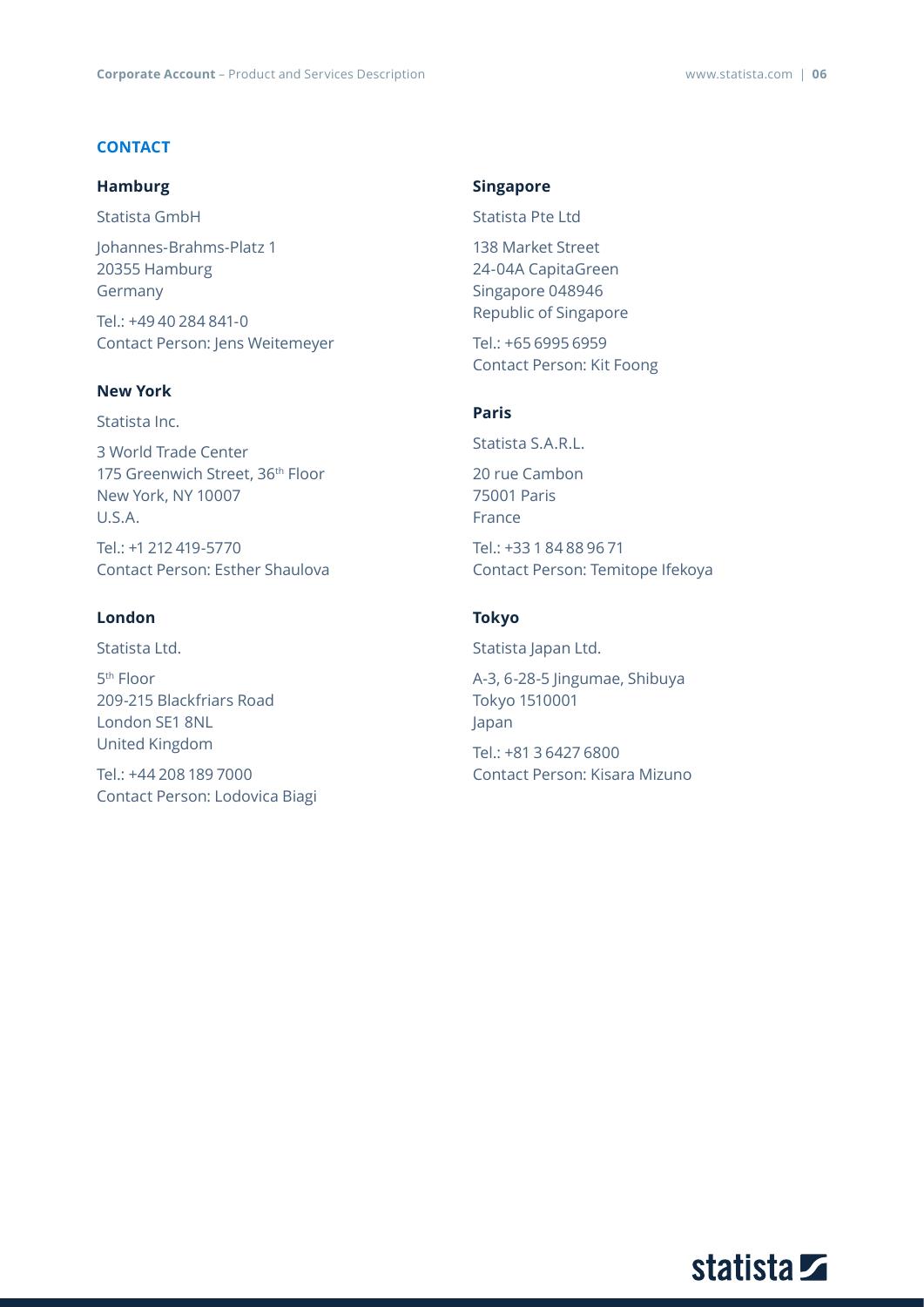## CONTACT

### Hamburg

Statista GmbH

Johannes-Brahms-Platz 1
20355 Hamburg
Germany

Tel.: +49 40 284 841-0
Contact Person: Jens Weitemeyer

### New York

Statista Inc.

3 World Trade Center
175 Greenwich Street, 36th Floor
New York, NY 10007
U.S.A.

Tel.: +1 212 419-5770
Contact Person: Esther Shaulova

### London

Statista Ltd.

5th Floor
209-215 Blackfriars Road
London SE1 8NL
United Kingdom

Tel.: +44 208 189 7000
Contact Person: Lodovica Biagi

### Singapore

Statista Pte Ltd

138 Market Street
24-04A CapitaGreen
Singapore 048946
Republic of Singapore

Tel.: +65 6995 6959
Contact Person: Kit Foong

### Paris

Statista S.A.R.L.

20 rue Cambon
75001 Paris
France

Tel.: +33 1 84 88 96 71
Contact Person: Temitope Ifekoya

### Tokyo

Statista Japan Ltd.

A-3, 6-28-5 Jingumae, Shibuya
Tokyo 1510001
Japan

Tel.: +81 3 6427 6800
Contact Person: Kisara Mizuno

statista